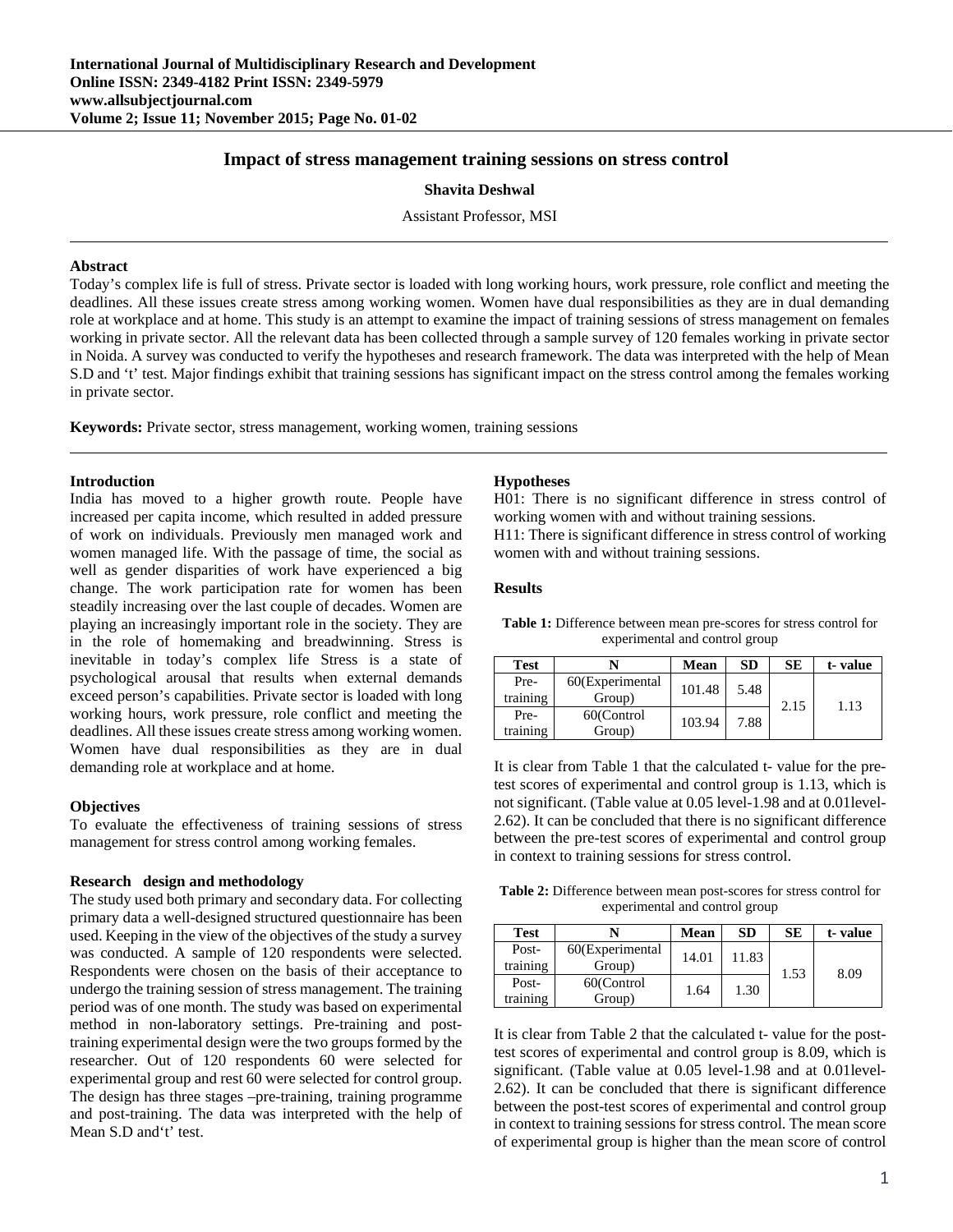# Impact of stress management training sessions on stress control

**Shavita Deshwal**

Assistant Professor, MSI

---

### Abstract

Today's complex life is full of stress. Private sector is loaded with long working hours, work pressure, role conflict and meeting the deadlines. All these issues create stress among working women. Women have dual responsibilities as they are in dual demanding role at workplace and at home. This study is an attempt to examine the impact of training sessions of stress management on females working in private sector. All the relevant data has been collected through a sample survey of 120 females working in private sector in Noida. A survey was conducted to verify the hypotheses and research framework. The data was interpreted with the help of Mean S.D and 't' test. Major findings exhibit that training sessions has significant impact on the stress control among the females working in private sector.

**Keywords:** Private sector, stress management, working women, training sessions

---

### Introduction

India has moved to a higher growth route. People have increased per capita income, which resulted in added pressure of work on individuals. Previously men managed work and women managed life. With the passage of time, the social as well as gender disparities of work have experienced a big change. The work participation rate for women has been steadily increasing over the last couple of decades. Women are playing an increasingly important role in the society. They are in the role of homemaking and breadwinning. Stress is inevitable in today's complex life Stress is a state of psychological arousal that results when external demands exceed person's capabilities. Private sector is loaded with long working hours, work pressure, role conflict and meeting the deadlines. All these issues create stress among working women. Women have dual responsibilities as they are in dual demanding role at workplace and at home.

### Objectives

To evaluate the effectiveness of training sessions of stress management for stress control among working females.

### Research design and methodology

The study used both primary and secondary data. For collecting primary data a well-designed structured questionnaire has been used. Keeping in the view of the objectives of the study a survey was conducted. A sample of 120 respondents were selected. Respondents were chosen on the basis of their acceptance to undergo the training session of stress management. The training period was of one month. The study was based on experimental method in non-laboratory settings. Pre-training and post-training experimental design were the two groups formed by the researcher. Out of 120 respondents 60 were selected for experimental group and rest 60 were selected for control group. The design has three stages –pre-training, training programme and post-training. The data was interpreted with the help of Mean S.D and't' test.

### Hypotheses

H01: There is no significant difference in stress control of working women with and without training sessions.

H11: There is significant difference in stress control of working women with and without training sessions.

### Results

**Table 1:** Difference between mean pre-scores for stress control for experimental and control group

| Test | N | Mean | SD | SE | t- value |
|---|---|---|---|---|---|
| Pre-training | 60(Experimental Group) | 101.48 | 5.48 | 2.15 | 1.13 |
| Pre-training | 60(Control Group) | 103.94 | 7.88 | | |

It is clear from Table 1 that the calculated t- value for the pre-test scores of experimental and control group is 1.13, which is not significant. (Table value at 0.05 level-1.98 and at 0.01level-2.62). It can be concluded that there is no significant difference between the pre-test scores of experimental and control group in context to training sessions for stress control.

**Table 2:** Difference between mean post-scores for stress control for experimental and control group

| Test | N | Mean | SD | SE | t- value |
|---|---|---|---|---|---|
| Post-training | 60(Experimental Group) | 14.01 | 11.83 | 1.53 | 8.09 |
| Post-training | 60(Control Group) | 1.64 | 1.30 | | |

It is clear from Table 2 that the calculated t- value for the post-test scores of experimental and control group is 8.09, which is significant. (Table value at 0.05 level-1.98 and at 0.01level-2.62). It can be concluded that there is significant difference between the post-test scores of experimental and control group in context to training sessions for stress control. The mean score of experimental group is higher than the mean score of control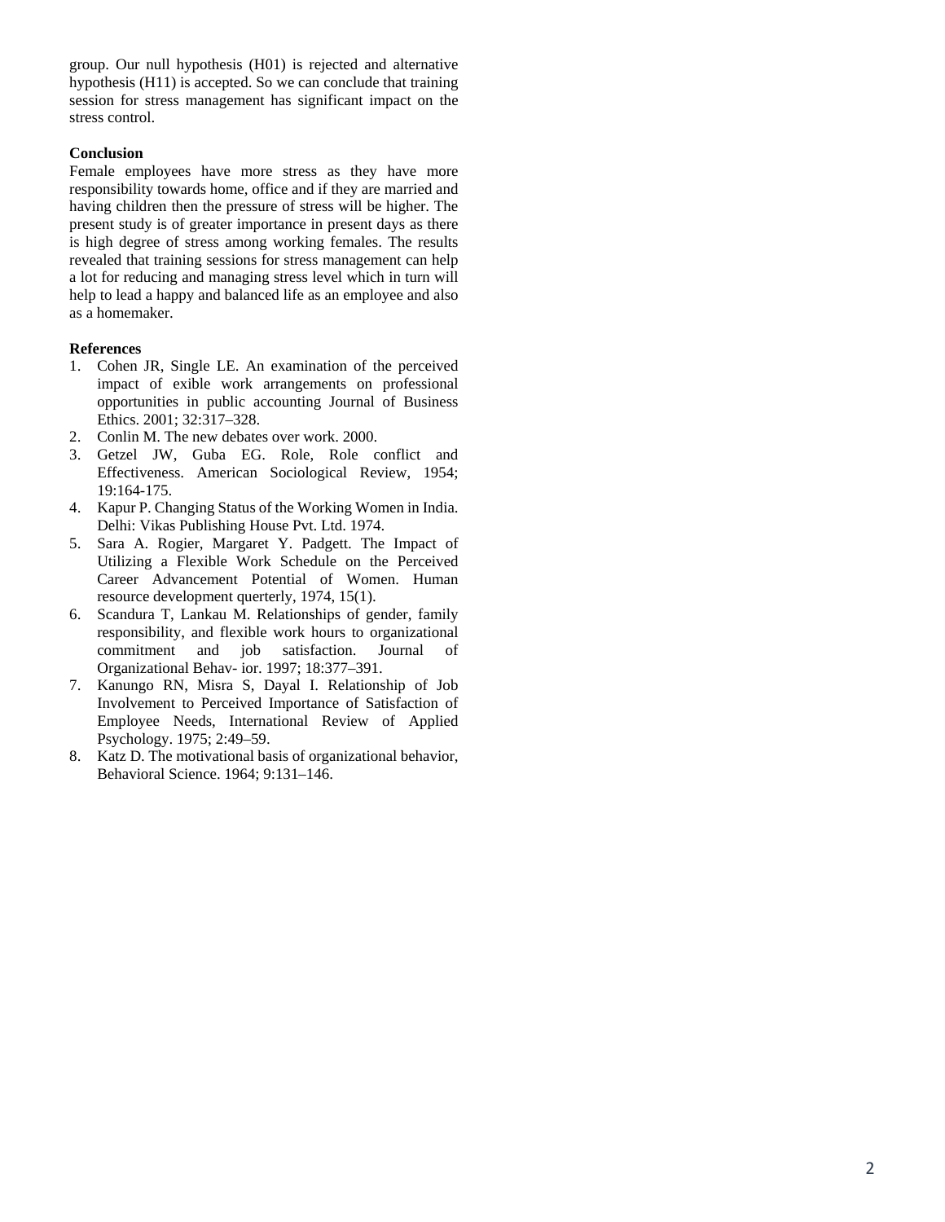group. Our null hypothesis (H01) is rejected and alternative hypothesis (H11) is accepted. So we can conclude that training session for stress management has significant impact on the stress control.

**Conclusion**

Female employees have more stress as they have more responsibility towards home, office and if they are married and having children then the pressure of stress will be higher. The present study is of greater importance in present days as there is high degree of stress among working females. The results revealed that training sessions for stress management can help a lot for reducing and managing stress level which in turn will help to lead a happy and balanced life as an employee and also as a homemaker.

**References**

1. Cohen JR, Single LE. An examination of the perceived impact of exible work arrangements on professional opportunities in public accounting Journal of Business Ethics. 2001; 32:317–328.
2. Conlin M. The new debates over work. 2000.
3. Getzel JW, Guba EG. Role, Role conflict and Effectiveness. American Sociological Review, 1954; 19:164-175.
4. Kapur P. Changing Status of the Working Women in India. Delhi: Vikas Publishing House Pvt. Ltd. 1974.
5. Sara A. Rogier, Margaret Y. Padgett. The Impact of Utilizing a Flexible Work Schedule on the Perceived Career Advancement Potential of Women. Human resource development querterly, 1974, 15(1).
6. Scandura T, Lankau M. Relationships of gender, family responsibility, and flexible work hours to organizational commitment and job satisfaction. Journal of Organizational Behav- ior. 1997; 18:377–391.
7. Kanungo RN, Misra S, Dayal I. Relationship of Job Involvement to Perceived Importance of Satisfaction of Employee Needs, International Review of Applied Psychology. 1975; 2:49–59.
8. Katz D. The motivational basis of organizational behavior, Behavioral Science. 1964; 9:131–146.